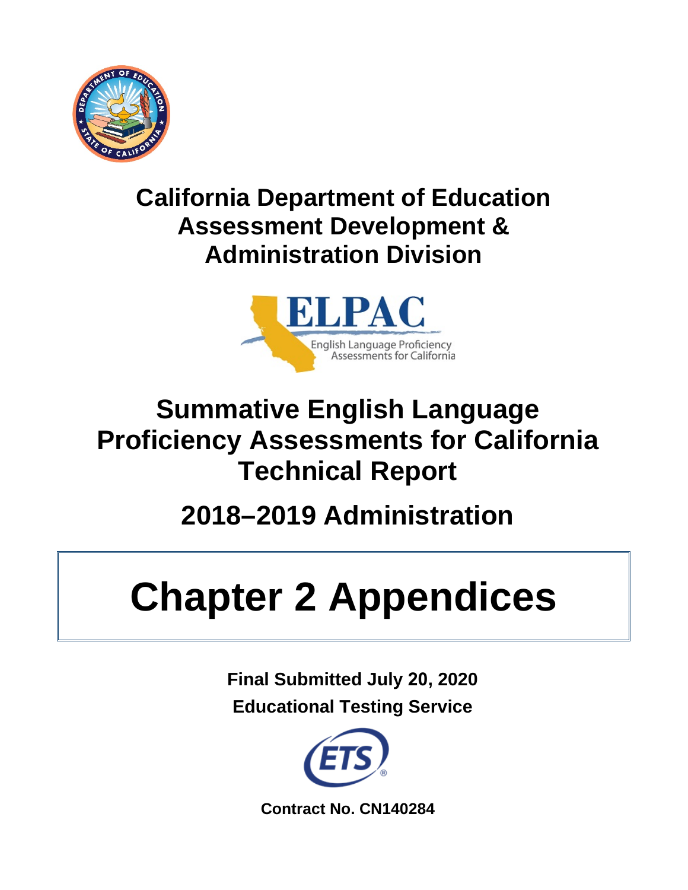# California Department of Education Assessment Development & Administration Division

ELPAC

English Language Proficiency Assessments for California

# Summative English Language Proficiency Assessments for California Technical Report

## 2018–2019 Administration

# Chapter 2 Appendices

**Final Submitted July 20, 2020**

**Educational Testing Service**

**Contract No. CN140284**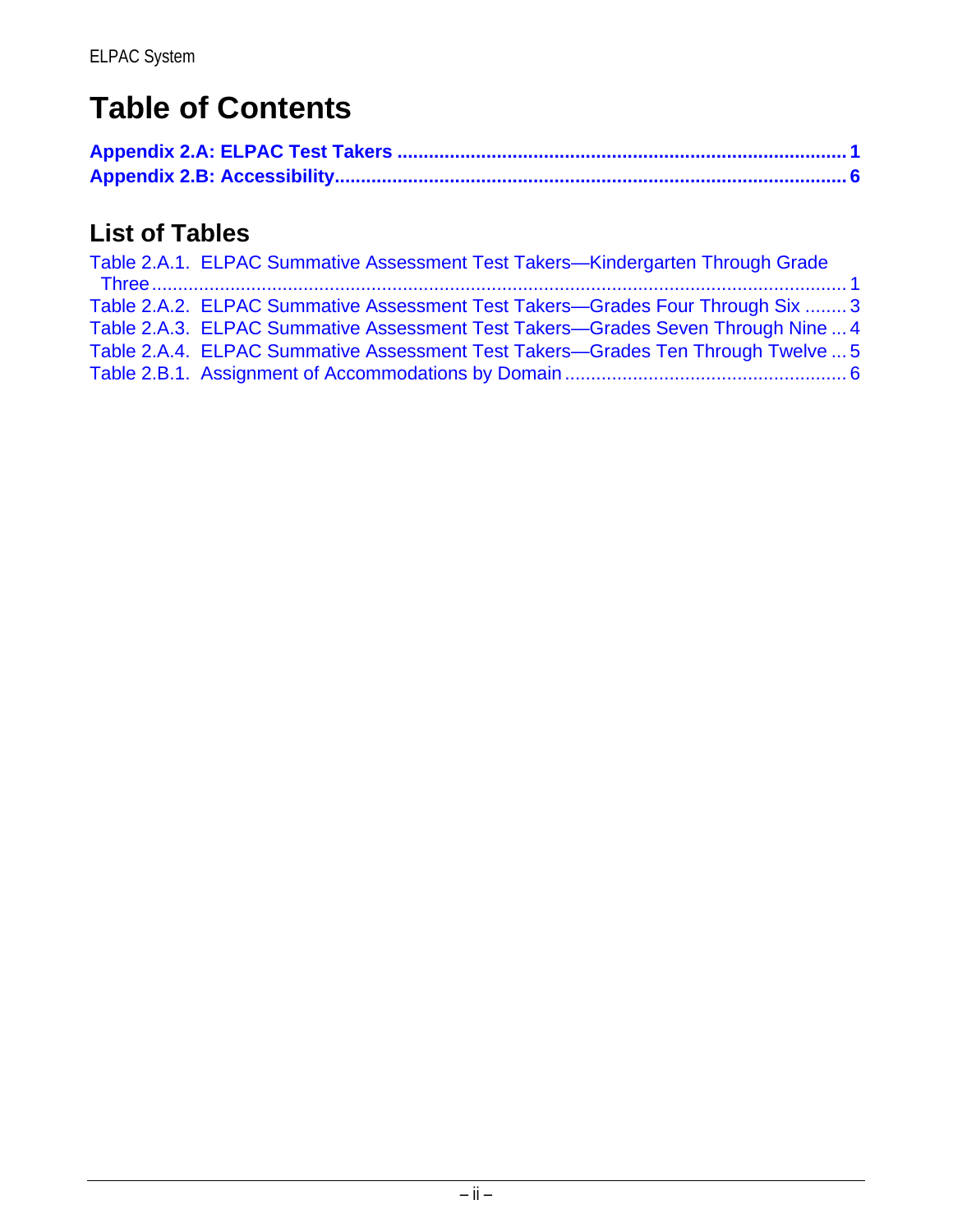# Table of Contents

**Appendix 2.A: ELPAC Test Takers ..................................................................................... 1**
**Appendix 2.B: Accessibility.................................................................................................. 6**

## List of Tables

Table 2.A.1. ELPAC Summative Assessment Test Takers—Kindergarten Through Grade Three ..................................................................................................................... 1
Table 2.A.2. ELPAC Summative Assessment Test Takers—Grades Four Through Six ........ 3
Table 2.A.3. ELPAC Summative Assessment Test Takers—Grades Seven Through Nine ... 4
Table 2.A.4. ELPAC Summative Assessment Test Takers—Grades Ten Through Twelve ... 5
Table 2.B.1. Assignment of Accommodations by Domain ..................................................... 6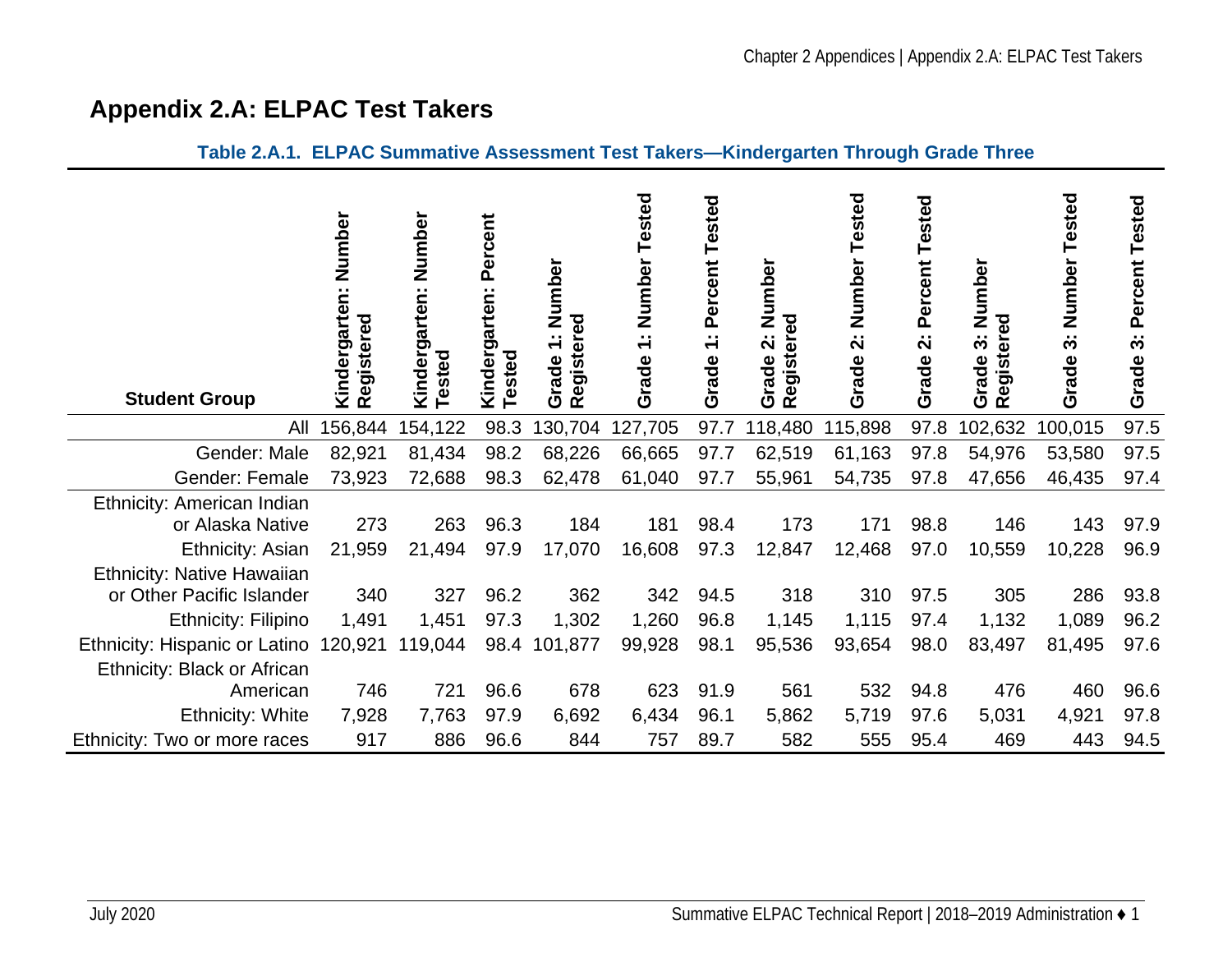# Appendix 2.A: ELPAC Test Takers

**Table 2.A.1. ELPAC Summative Assessment Test Takers—Kindergarten Through Grade Three**

| Student Group | Kindergarten: Number Registered | Kindergarten: Number Tested | Kindergarten: Percent Tested | Grade 1: Number Registered | Grade 1: Number Tested | Grade 1: Percent Tested | Grade 2: Number Registered | Grade 2: Number Tested | Grade 2: Percent Tested | Grade 3: Number Registered | Grade 3: Number Tested | Grade 3: Percent Tested |
|---|---|---|---|---|---|---|---|---|---|---|---|---|
| All | 156,844 | 154,122 | 98.3 | 130,704 | 127,705 | 97.7 | 118,480 | 115,898 | 97.8 | 102,632 | 100,015 | 97.5 |
| Gender: Male | 82,921 | 81,434 | 98.2 | 68,226 | 66,665 | 97.7 | 62,519 | 61,163 | 97.8 | 54,976 | 53,580 | 97.5 |
| Gender: Female | 73,923 | 72,688 | 98.3 | 62,478 | 61,040 | 97.7 | 55,961 | 54,735 | 97.8 | 47,656 | 46,435 | 97.4 |
| Ethnicity: American Indian or Alaska Native | 273 | 263 | 96.3 | 184 | 181 | 98.4 | 173 | 171 | 98.8 | 146 | 143 | 97.9 |
| Ethnicity: Asian | 21,959 | 21,494 | 97.9 | 17,070 | 16,608 | 97.3 | 12,847 | 12,468 | 97.0 | 10,559 | 10,228 | 96.9 |
| Ethnicity: Native Hawaiian or Other Pacific Islander | 340 | 327 | 96.2 | 362 | 342 | 94.5 | 318 | 310 | 97.5 | 305 | 286 | 93.8 |
| Ethnicity: Filipino | 1,491 | 1,451 | 97.3 | 1,302 | 1,260 | 96.8 | 1,145 | 1,115 | 97.4 | 1,132 | 1,089 | 96.2 |
| Ethnicity: Hispanic or Latino | 120,921 | 119,044 | 98.4 | 101,877 | 99,928 | 98.1 | 95,536 | 93,654 | 98.0 | 83,497 | 81,495 | 97.6 |
| Ethnicity: Black or African American | 746 | 721 | 96.6 | 678 | 623 | 91.9 | 561 | 532 | 94.8 | 476 | 460 | 96.6 |
| Ethnicity: White | 7,928 | 7,763 | 97.9 | 6,692 | 6,434 | 96.1 | 5,862 | 5,719 | 97.6 | 5,031 | 4,921 | 97.8 |
| Ethnicity: Two or more races | 917 | 886 | 96.6 | 844 | 757 | 89.7 | 582 | 555 | 95.4 | 469 | 443 | 94.5 |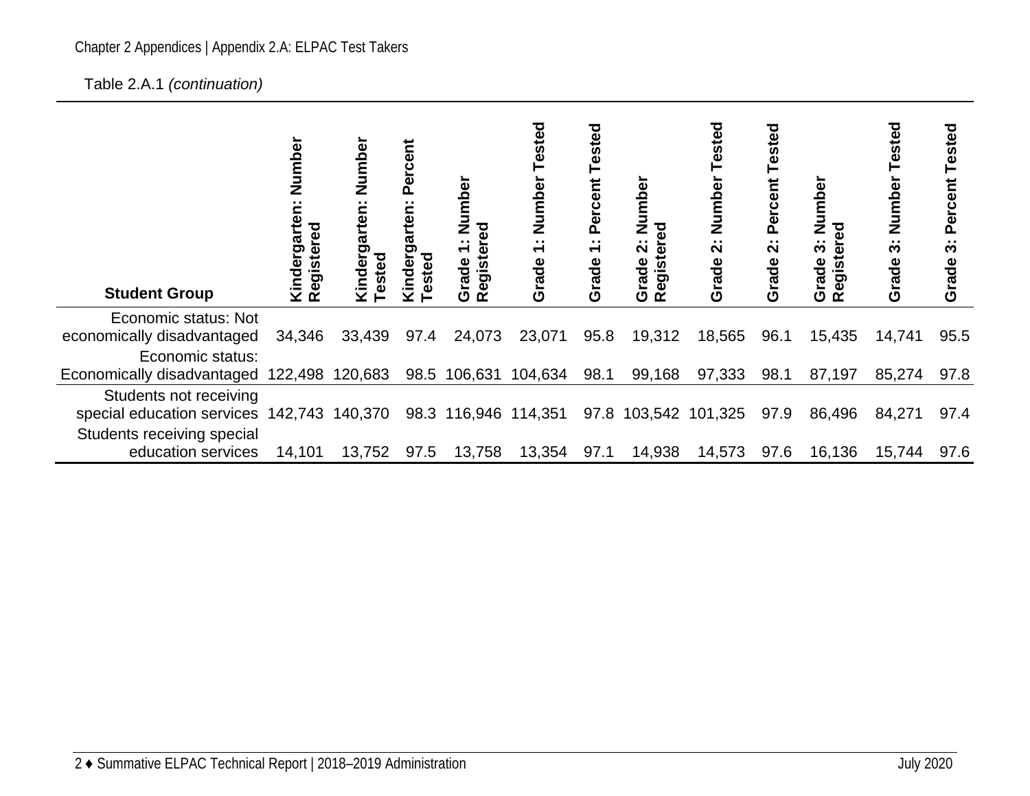Table 2.A.1 *(continuation)*

| Student Group | Kindergarten: Number Registered | Kindergarten: Number Tested | Kindergarten: Percent Tested | Grade 1: Number Registered | Grade 1: Number Tested | Grade 1: Percent Tested | Grade 2: Number Registered | Grade 2: Number Tested | Grade 2: Percent Tested | Grade 3: Number Registered | Grade 3: Number Tested | Grade 3: Percent Tested |
|---|---|---|---|---|---|---|---|---|---|---|---|---|
| Economic status: Not economically disadvantaged | 34,346 | 33,439 | 97.4 | 24,073 | 23,071 | 95.8 | 19,312 | 18,565 | 96.1 | 15,435 | 14,741 | 95.5 |
| Economic status: Economically disadvantaged | 122,498 | 120,683 | 98.5 | 106,631 | 104,634 | 98.1 | 99,168 | 97,333 | 98.1 | 87,197 | 85,274 | 97.8 |
| Students not receiving special education services | 142,743 | 140,370 | 98.3 | 116,946 | 114,351 | 97.8 | 103,542 | 101,325 | 97.9 | 86,496 | 84,271 | 97.4 |
| Students receiving special education services | 14,101 | 13,752 | 97.5 | 13,758 | 13,354 | 97.1 | 14,938 | 14,573 | 97.6 | 16,136 | 15,744 | 97.6 |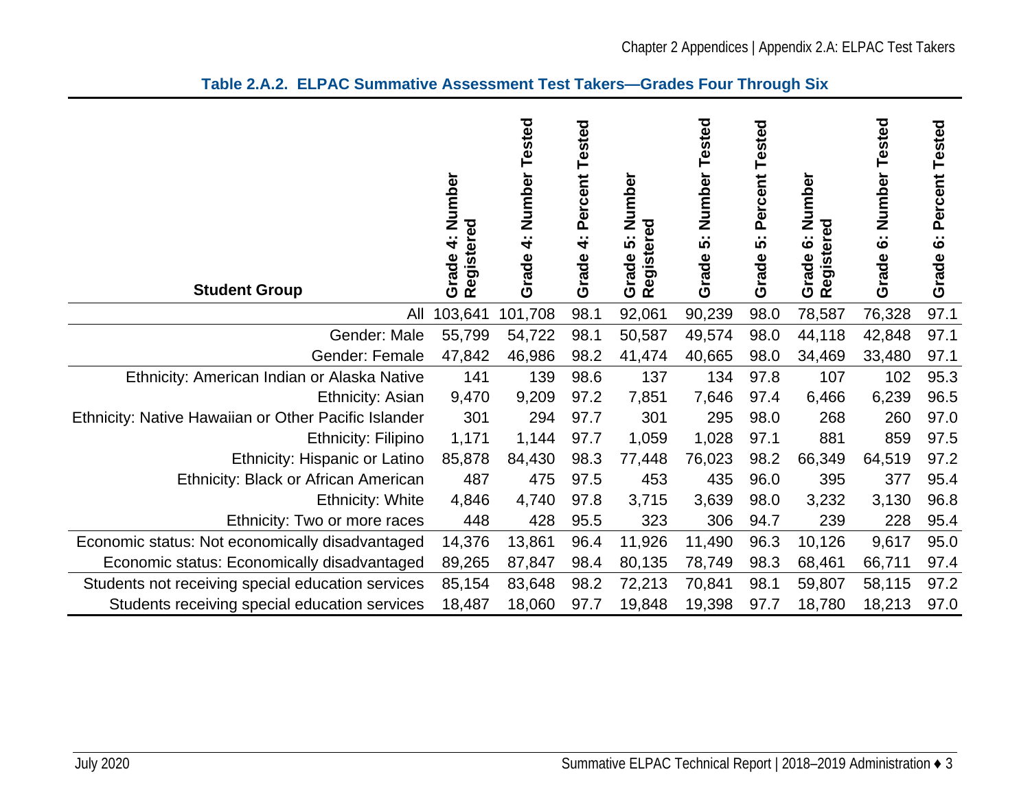**Table 2.A.2. ELPAC Summative Assessment Test Takers—Grades Four Through Six**

| Student Group | Grade 4: Number Registered | Grade 4: Number Tested | Grade 4: Percent Tested | Grade 5: Number Registered | Grade 5: Number Tested | Grade 5: Percent Tested | Grade 6: Number Registered | Grade 6: Number Tested | Grade 6: Percent Tested |
|---|---|---|---|---|---|---|---|---|---|
| All | 103,641 | 101,708 | 98.1 | 92,061 | 90,239 | 98.0 | 78,587 | 76,328 | 97.1 |
| Gender: Male | 55,799 | 54,722 | 98.1 | 50,587 | 49,574 | 98.0 | 44,118 | 42,848 | 97.1 |
| Gender: Female | 47,842 | 46,986 | 98.2 | 41,474 | 40,665 | 98.0 | 34,469 | 33,480 | 97.1 |
| Ethnicity: American Indian or Alaska Native | 141 | 139 | 98.6 | 137 | 134 | 97.8 | 107 | 102 | 95.3 |
| Ethnicity: Asian | 9,470 | 9,209 | 97.2 | 7,851 | 7,646 | 97.4 | 6,466 | 6,239 | 96.5 |
| Ethnicity: Native Hawaiian or Other Pacific Islander | 301 | 294 | 97.7 | 301 | 295 | 98.0 | 268 | 260 | 97.0 |
| Ethnicity: Filipino | 1,171 | 1,144 | 97.7 | 1,059 | 1,028 | 97.1 | 881 | 859 | 97.5 |
| Ethnicity: Hispanic or Latino | 85,878 | 84,430 | 98.3 | 77,448 | 76,023 | 98.2 | 66,349 | 64,519 | 97.2 |
| Ethnicity: Black or African American | 487 | 475 | 97.5 | 453 | 435 | 96.0 | 395 | 377 | 95.4 |
| Ethnicity: White | 4,846 | 4,740 | 97.8 | 3,715 | 3,639 | 98.0 | 3,232 | 3,130 | 96.8 |
| Ethnicity: Two or more races | 448 | 428 | 95.5 | 323 | 306 | 94.7 | 239 | 228 | 95.4 |
| Economic status: Not economically disadvantaged | 14,376 | 13,861 | 96.4 | 11,926 | 11,490 | 96.3 | 10,126 | 9,617 | 95.0 |
| Economic status: Economically disadvantaged | 89,265 | 87,847 | 98.4 | 80,135 | 78,749 | 98.3 | 68,461 | 66,711 | 97.4 |
| Students not receiving special education services | 85,154 | 83,648 | 98.2 | 72,213 | 70,841 | 98.1 | 59,807 | 58,115 | 97.2 |
| Students receiving special education services | 18,487 | 18,060 | 97.7 | 19,848 | 19,398 | 97.7 | 18,780 | 18,213 | 97.0 |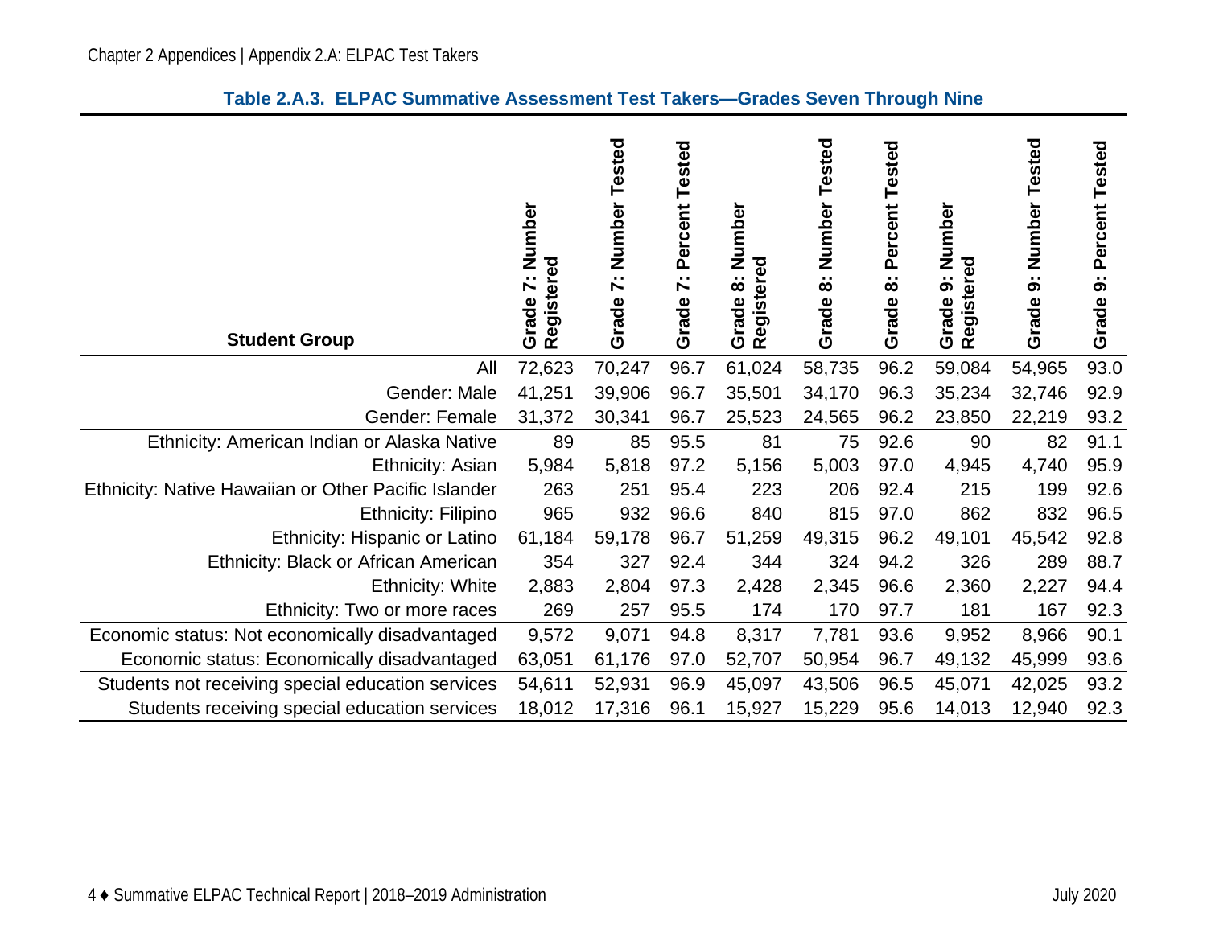**Table 2.A.3. ELPAC Summative Assessment Test Takers—Grades Seven Through Nine**

| Student Group | Grade 7: Number Registered | Grade 7: Number Tested | Grade 7: Percent Tested | Grade 8: Number Registered | Grade 8: Number Tested | Grade 8: Percent Tested | Grade 9: Number Registered | Grade 9: Number Tested | Grade 9: Percent Tested |
|---|---|---|---|---|---|---|---|---|---|
| All | 72,623 | 70,247 | 96.7 | 61,024 | 58,735 | 96.2 | 59,084 | 54,965 | 93.0 |
| Gender: Male | 41,251 | 39,906 | 96.7 | 35,501 | 34,170 | 96.3 | 35,234 | 32,746 | 92.9 |
| Gender: Female | 31,372 | 30,341 | 96.7 | 25,523 | 24,565 | 96.2 | 23,850 | 22,219 | 93.2 |
| Ethnicity: American Indian or Alaska Native | 89 | 85 | 95.5 | 81 | 75 | 92.6 | 90 | 82 | 91.1 |
| Ethnicity: Asian | 5,984 | 5,818 | 97.2 | 5,156 | 5,003 | 97.0 | 4,945 | 4,740 | 95.9 |
| Ethnicity: Native Hawaiian or Other Pacific Islander | 263 | 251 | 95.4 | 223 | 206 | 92.4 | 215 | 199 | 92.6 |
| Ethnicity: Filipino | 965 | 932 | 96.6 | 840 | 815 | 97.0 | 862 | 832 | 96.5 |
| Ethnicity: Hispanic or Latino | 61,184 | 59,178 | 96.7 | 51,259 | 49,315 | 96.2 | 49,101 | 45,542 | 92.8 |
| Ethnicity: Black or African American | 354 | 327 | 92.4 | 344 | 324 | 94.2 | 326 | 289 | 88.7 |
| Ethnicity: White | 2,883 | 2,804 | 97.3 | 2,428 | 2,345 | 96.6 | 2,360 | 2,227 | 94.4 |
| Ethnicity: Two or more races | 269 | 257 | 95.5 | 174 | 170 | 97.7 | 181 | 167 | 92.3 |
| Economic status: Not economically disadvantaged | 9,572 | 9,071 | 94.8 | 8,317 | 7,781 | 93.6 | 9,952 | 8,966 | 90.1 |
| Economic status: Economically disadvantaged | 63,051 | 61,176 | 97.0 | 52,707 | 50,954 | 96.7 | 49,132 | 45,999 | 93.6 |
| Students not receiving special education services | 54,611 | 52,931 | 96.9 | 45,097 | 43,506 | 96.5 | 45,071 | 42,025 | 93.2 |
| Students receiving special education services | 18,012 | 17,316 | 96.1 | 15,927 | 15,229 | 95.6 | 14,013 | 12,940 | 92.3 |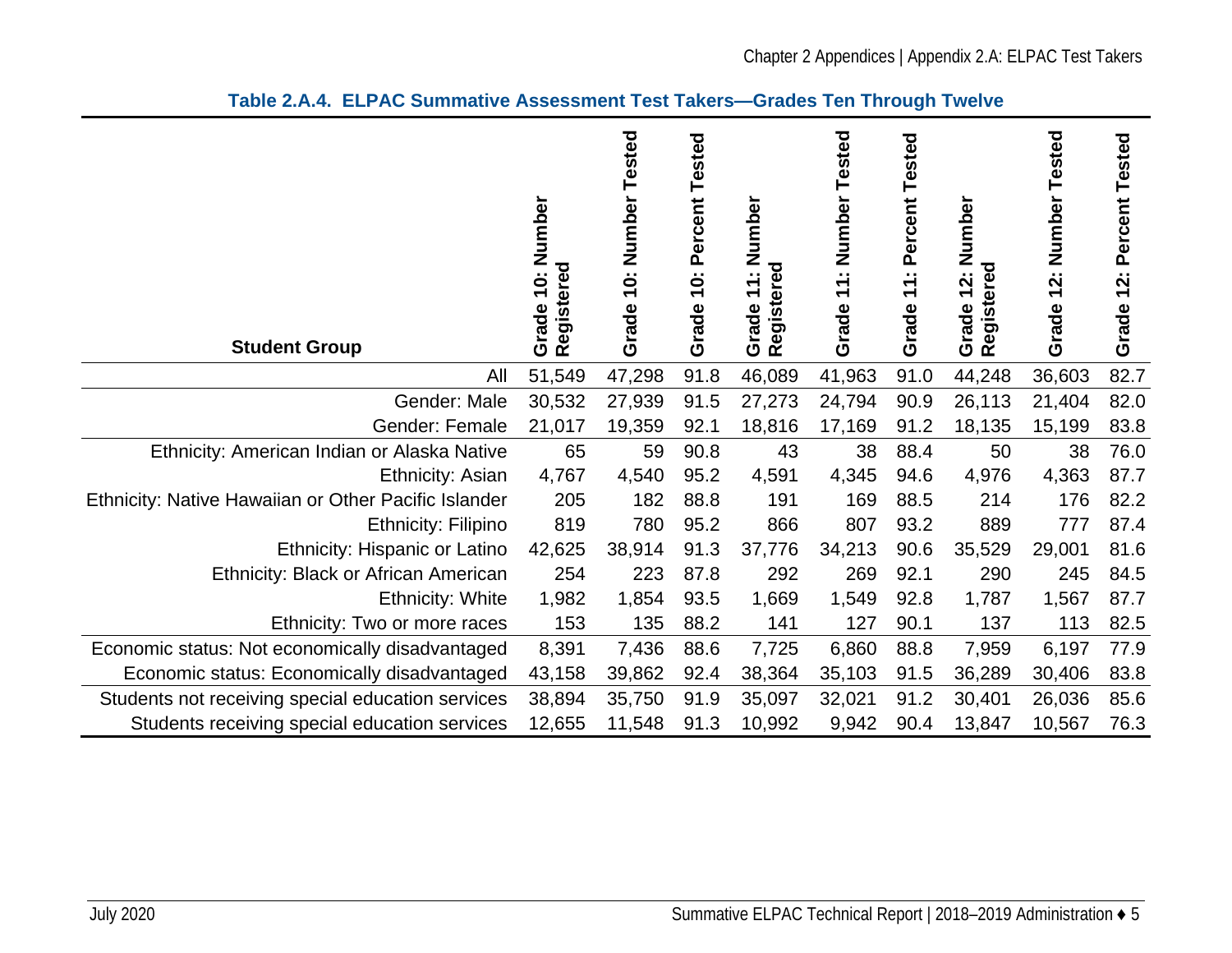**Table 2.A.4. ELPAC Summative Assessment Test Takers—Grades Ten Through Twelve**

| Student Group | Grade 10: Number Registered | Grade 10: Number Tested | Grade 10: Percent Tested | Grade 11: Number Registered | Grade 11: Number Tested | Grade 11: Percent Tested | Grade 12: Number Registered | Grade 12: Number Tested | Grade 12: Percent Tested |
|---|---|---|---|---|---|---|---|---|---|
| All | 51,549 | 47,298 | 91.8 | 46,089 | 41,963 | 91.0 | 44,248 | 36,603 | 82.7 |
| Gender: Male | 30,532 | 27,939 | 91.5 | 27,273 | 24,794 | 90.9 | 26,113 | 21,404 | 82.0 |
| Gender: Female | 21,017 | 19,359 | 92.1 | 18,816 | 17,169 | 91.2 | 18,135 | 15,199 | 83.8 |
| Ethnicity: American Indian or Alaska Native | 65 | 59 | 90.8 | 43 | 38 | 88.4 | 50 | 38 | 76.0 |
| Ethnicity: Asian | 4,767 | 4,540 | 95.2 | 4,591 | 4,345 | 94.6 | 4,976 | 4,363 | 87.7 |
| Ethnicity: Native Hawaiian or Other Pacific Islander | 205 | 182 | 88.8 | 191 | 169 | 88.5 | 214 | 176 | 82.2 |
| Ethnicity: Filipino | 819 | 780 | 95.2 | 866 | 807 | 93.2 | 889 | 777 | 87.4 |
| Ethnicity: Hispanic or Latino | 42,625 | 38,914 | 91.3 | 37,776 | 34,213 | 90.6 | 35,529 | 29,001 | 81.6 |
| Ethnicity: Black or African American | 254 | 223 | 87.8 | 292 | 269 | 92.1 | 290 | 245 | 84.5 |
| Ethnicity: White | 1,982 | 1,854 | 93.5 | 1,669 | 1,549 | 92.8 | 1,787 | 1,567 | 87.7 |
| Ethnicity: Two or more races | 153 | 135 | 88.2 | 141 | 127 | 90.1 | 137 | 113 | 82.5 |
| Economic status: Not economically disadvantaged | 8,391 | 7,436 | 88.6 | 7,725 | 6,860 | 88.8 | 7,959 | 6,197 | 77.9 |
| Economic status: Economically disadvantaged | 43,158 | 39,862 | 92.4 | 38,364 | 35,103 | 91.5 | 36,289 | 30,406 | 83.8 |
| Students not receiving special education services | 38,894 | 35,750 | 91.9 | 35,097 | 32,021 | 91.2 | 30,401 | 26,036 | 85.6 |
| Students receiving special education services | 12,655 | 11,548 | 91.3 | 10,992 | 9,942 | 90.4 | 13,847 | 10,567 | 76.3 |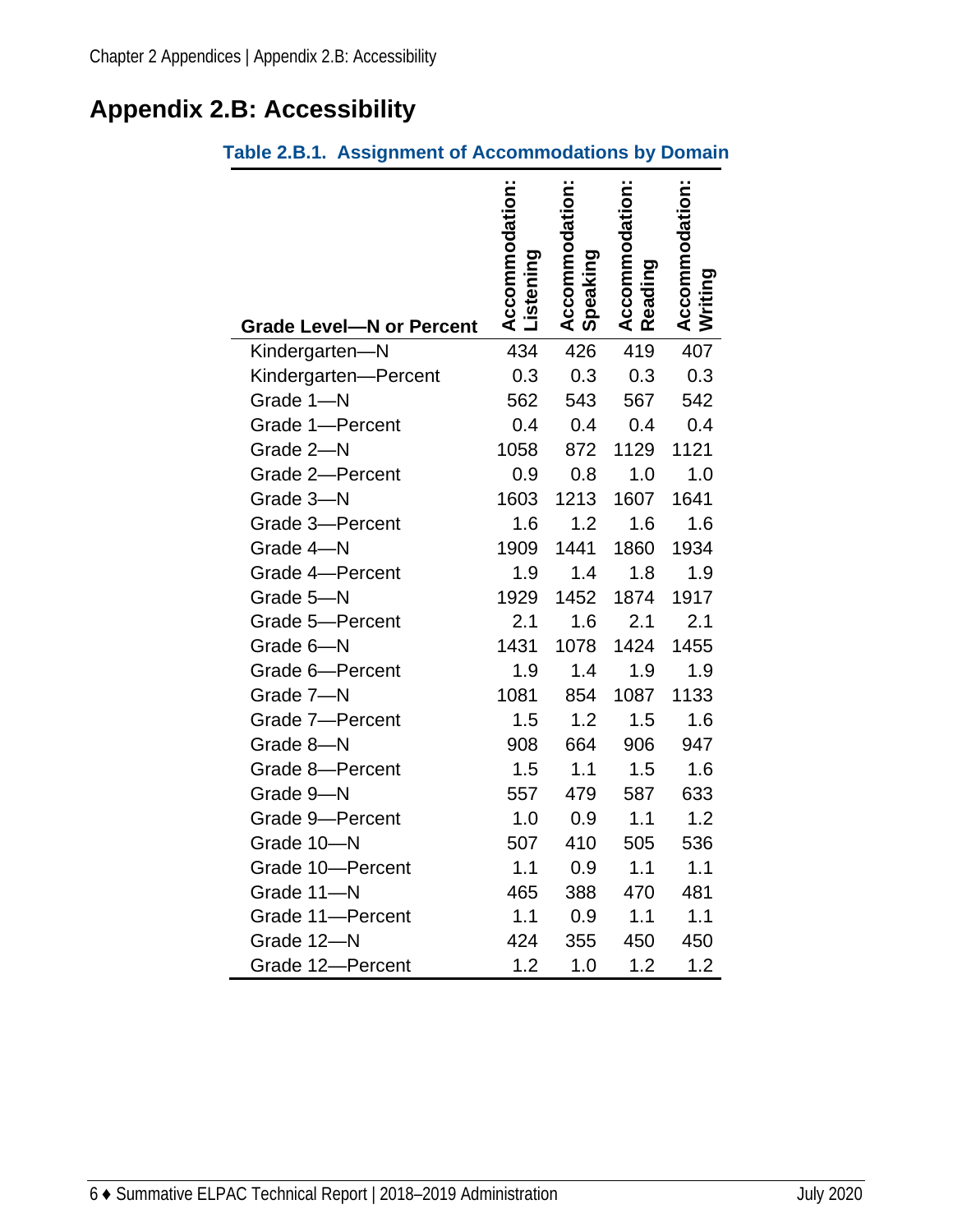## Appendix 2.B: Accessibility

**Table 2.B.1. Assignment of Accommodations by Domain**

| Grade Level—N or Percent | Accommodation: Listening | Accommodation: Speaking | Accommodation: Reading | Accommodation: Writing |
|---|---|---|---|---|
| Kindergarten—N | 434 | 426 | 419 | 407 |
| Kindergarten—Percent | 0.3 | 0.3 | 0.3 | 0.3 |
| Grade 1—N | 562 | 543 | 567 | 542 |
| Grade 1—Percent | 0.4 | 0.4 | 0.4 | 0.4 |
| Grade 2—N | 1058 | 872 | 1129 | 1121 |
| Grade 2—Percent | 0.9 | 0.8 | 1.0 | 1.0 |
| Grade 3—N | 1603 | 1213 | 1607 | 1641 |
| Grade 3—Percent | 1.6 | 1.2 | 1.6 | 1.6 |
| Grade 4—N | 1909 | 1441 | 1860 | 1934 |
| Grade 4—Percent | 1.9 | 1.4 | 1.8 | 1.9 |
| Grade 5—N | 1929 | 1452 | 1874 | 1917 |
| Grade 5—Percent | 2.1 | 1.6 | 2.1 | 2.1 |
| Grade 6—N | 1431 | 1078 | 1424 | 1455 |
| Grade 6—Percent | 1.9 | 1.4 | 1.9 | 1.9 |
| Grade 7—N | 1081 | 854 | 1087 | 1133 |
| Grade 7—Percent | 1.5 | 1.2 | 1.5 | 1.6 |
| Grade 8—N | 908 | 664 | 906 | 947 |
| Grade 8—Percent | 1.5 | 1.1 | 1.5 | 1.6 |
| Grade 9—N | 557 | 479 | 587 | 633 |
| Grade 9—Percent | 1.0 | 0.9 | 1.1 | 1.2 |
| Grade 10—N | 507 | 410 | 505 | 536 |
| Grade 10—Percent | 1.1 | 0.9 | 1.1 | 1.1 |
| Grade 11—N | 465 | 388 | 470 | 481 |
| Grade 11—Percent | 1.1 | 0.9 | 1.1 | 1.1 |
| Grade 12—N | 424 | 355 | 450 | 450 |
| Grade 12—Percent | 1.2 | 1.0 | 1.2 | 1.2 |